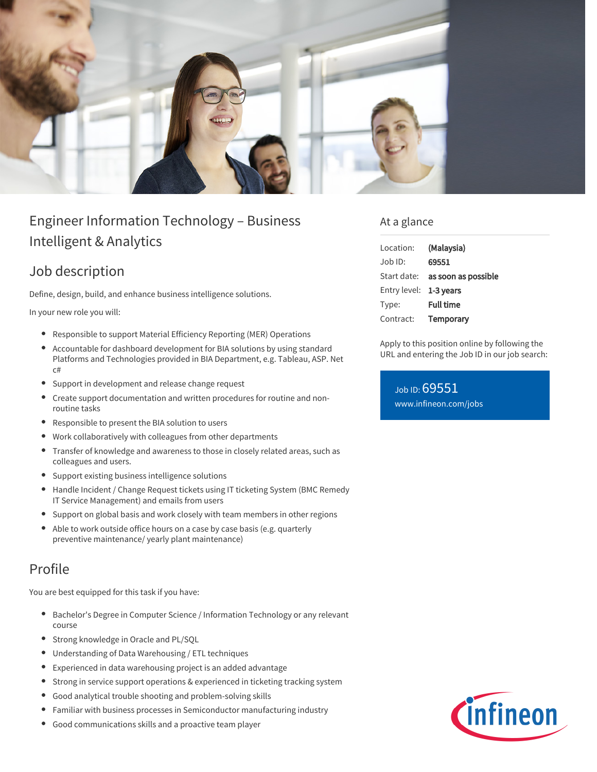# Engineer Information Technology – Business Intelligent & Analytics

## Job description

Define, design, build, and enhance business intelligence solutions.

In your new role you will:

- Responsible to support Material Efficiency Reporting (MER) Operations
- Accountable for dashboard development for BIA solutions by using standard Platforms and Technologies provided in BIA Department, e.g. Tableau, ASP. Net c#
- Support in development and release change request
- Create support documentation and written procedures for routine and non-routine tasks
- Responsible to present the BIA solution to users
- Work collaboratively with colleagues from other departments
- Transfer of knowledge and awareness to those in closely related areas, such as colleagues and users.
- Support existing business intelligence solutions
- Handle Incident / Change Request tickets using IT ticketing System (BMC Remedy IT Service Management) and emails from users
- Support on global basis and work closely with team members in other regions
- Able to work outside office hours on a case by case basis (e.g. quarterly preventive maintenance/ yearly plant maintenance)

## Profile

You are best equipped for this task if you have:

- Bachelor's Degree in Computer Science / Information Technology or any relevant course
- Strong knowledge in Oracle and PL/SQL
- Understanding of Data Warehousing / ETL techniques
- Experienced in data warehousing project is an added advantage
- Strong in service support operations & experienced in ticketing tracking system
- Good analytical trouble shooting and problem-solving skills
- Familiar with business processes in Semiconductor manufacturing industry
- Good communications skills and a proactive team player

## At a glance

| | |
|---|---|
| Location: | **(Malaysia)** |
| Job ID: | **69551** |
| Start date: | **as soon as possible** |
| Entry level: | **1-3 years** |
| Type: | **Full time** |
| Contract: | **Temporary** |

Apply to this position online by following the URL and entering the Job ID in our job search:

Job ID: 69551
www.infineon.com/jobs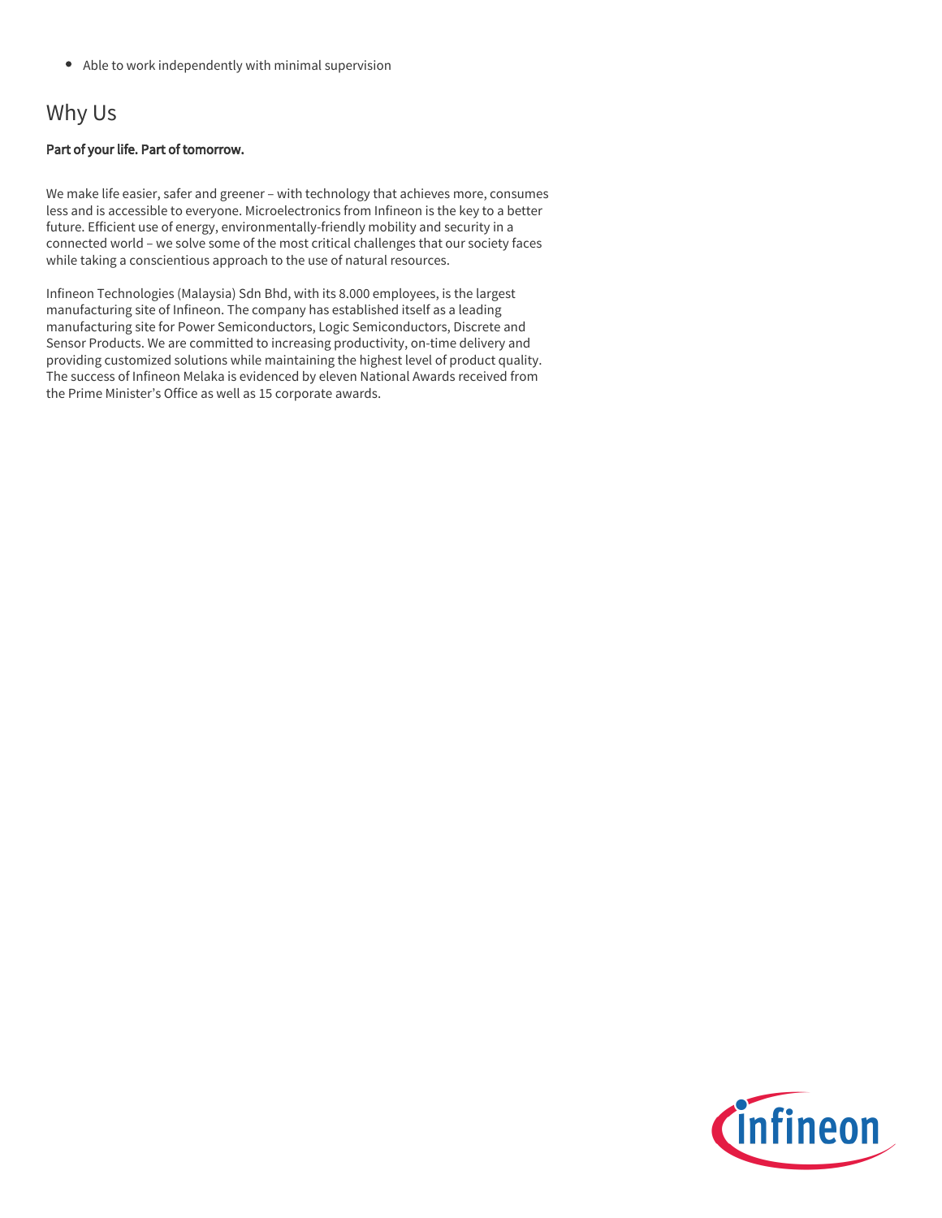- Able to work independently with minimal supervision

## Why Us

**Part of your life. Part of tomorrow.**

We make life easier, safer and greener – with technology that achieves more, consumes less and is accessible to everyone. Microelectronics from Infineon is the key to a better future. Efficient use of energy, environmentally-friendly mobility and security in a connected world – we solve some of the most critical challenges that our society faces while taking a conscientious approach to the use of natural resources.

Infineon Technologies (Malaysia) Sdn Bhd, with its 8.000 employees, is the largest manufacturing site of Infineon. The company has established itself as a leading manufacturing site for Power Semiconductors, Logic Semiconductors, Discrete and Sensor Products. We are committed to increasing productivity, on-time delivery and providing customized solutions while maintaining the highest level of product quality. The success of Infineon Melaka is evidenced by eleven National Awards received from the Prime Minister's Office as well as 15 corporate awards.